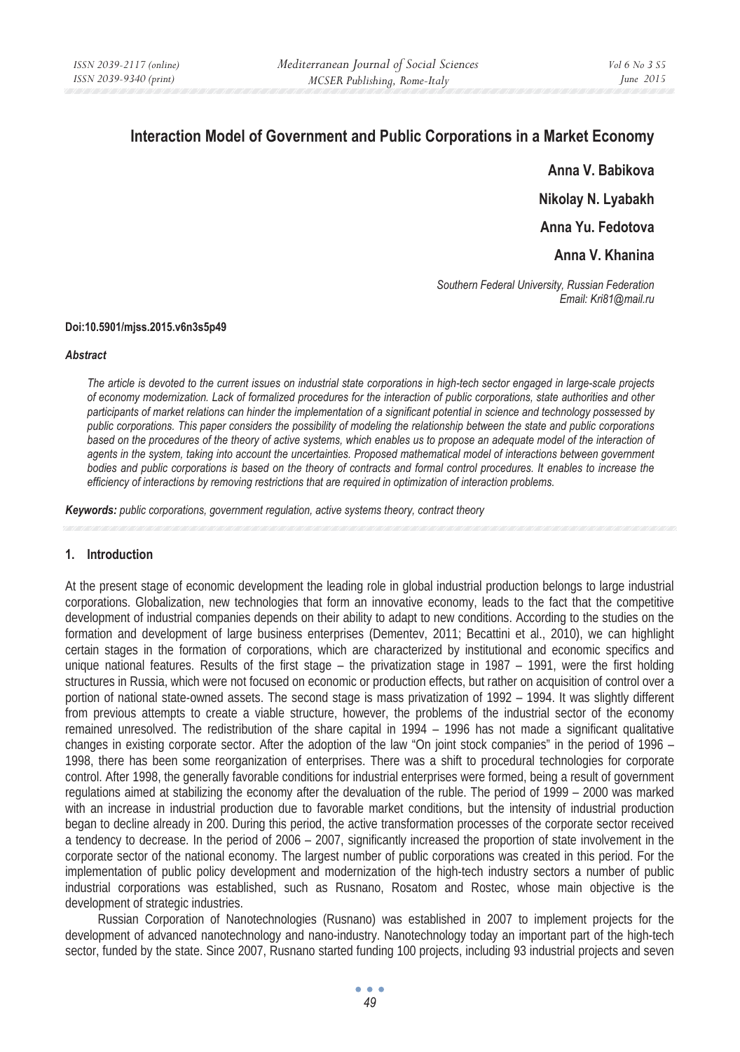# Interaction Model of Government and Public Corporations in a Market Economy

**Anna V. Babikova**

**Nikolay N. Lyabakh**

**Anna Yu. Fedotova**

**Anna V. Khanina**

*Southern Federal University, Russian Federation*
*Email: Kri81@mail.ru*

**Doi:10.5901/mjss.2015.v6n3s5p49**

***Abstract***

*The article is devoted to the current issues on industrial state corporations in high-tech sector engaged in large-scale projects of economy modernization. Lack of formalized procedures for the interaction of public corporations, state authorities and other participants of market relations can hinder the implementation of a significant potential in science and technology possessed by public corporations. This paper considers the possibility of modeling the relationship between the state and public corporations based on the procedures of the theory of active systems, which enables us to propose an adequate model of the interaction of agents in the system, taking into account the uncertainties. Proposed mathematical model of interactions between government bodies and public corporations is based on the theory of contracts and formal control procedures. It enables to increase the efficiency of interactions by removing restrictions that are required in optimization of interaction problems.*

***Keywords:*** *public corporations, government regulation, active systems theory, contract theory*

## 1. Introduction

At the present stage of economic development the leading role in global industrial production belongs to large industrial corporations. Globalization, new technologies that form an innovative economy, leads to the fact that the competitive development of industrial companies depends on their ability to adapt to new conditions. According to the studies on the formation and development of large business enterprises (Dementev, 2011; Becattini et al., 2010), we can highlight certain stages in the formation of corporations, which are characterized by institutional and economic specifics and unique national features. Results of the first stage – the privatization stage in 1987 – 1991, were the first holding structures in Russia, which were not focused on economic or production effects, but rather on acquisition of control over a portion of national state-owned assets. The second stage is mass privatization of 1992 – 1994. It was slightly different from previous attempts to create a viable structure, however, the problems of the industrial sector of the economy remained unresolved. The redistribution of the share capital in 1994 – 1996 has not made a significant qualitative changes in existing corporate sector. After the adoption of the law "On joint stock companies" in the period of 1996 – 1998, there has been some reorganization of enterprises. There was a shift to procedural technologies for corporate control. After 1998, the generally favorable conditions for industrial enterprises were formed, being a result of government regulations aimed at stabilizing the economy after the devaluation of the ruble. The period of 1999 – 2000 was marked with an increase in industrial production due to favorable market conditions, but the intensity of industrial production began to decline already in 200. During this period, the active transformation processes of the corporate sector received a tendency to decrease. In the period of 2006 – 2007, significantly increased the proportion of state involvement in the corporate sector of the national economy. The largest number of public corporations was created in this period. For the implementation of public policy development and modernization of the high-tech industry sectors a number of public industrial corporations was established, such as Rusnano, Rosatom and Rostec, whose main objective is the development of strategic industries.

Russian Corporation of Nanotechnologies (Rusnano) was established in 2007 to implement projects for the development of advanced nanotechnology and nano-industry. Nanotechnology today an important part of the high-tech sector, funded by the state. Since 2007, Rusnano started funding 100 projects, including 93 industrial projects and seven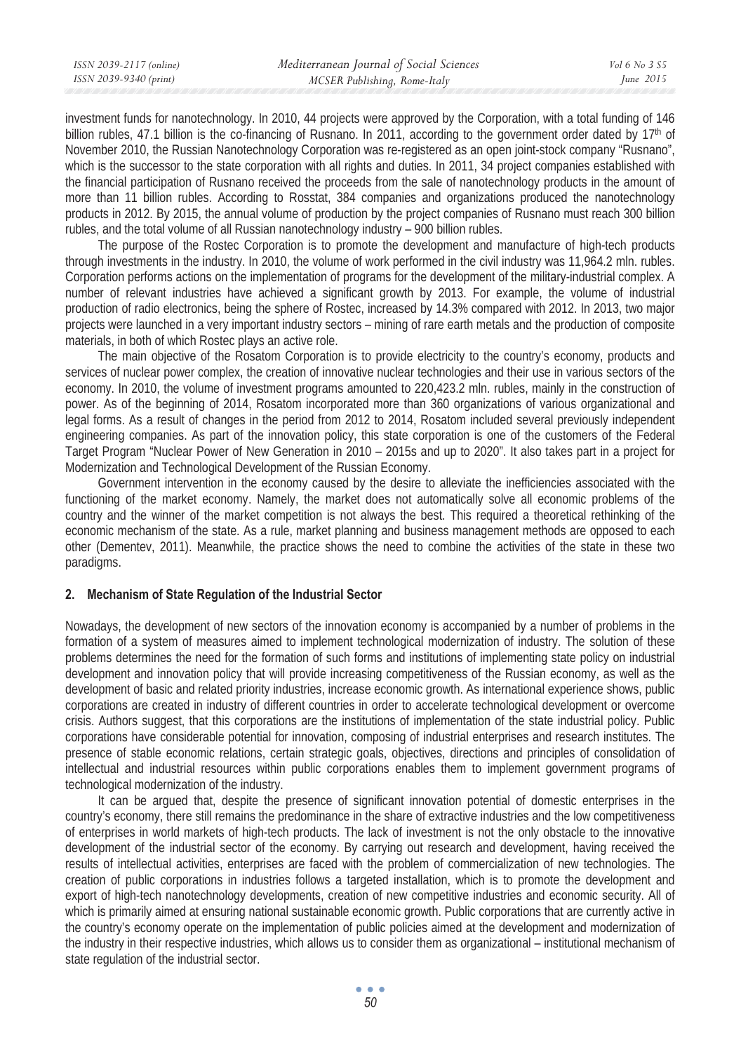investment funds for nanotechnology. In 2010, 44 projects were approved by the Corporation, with a total funding of 146 billion rubles, 47.1 billion is the co-financing of Rusnano. In 2011, according to the government order dated by 17th of November 2010, the Russian Nanotechnology Corporation was re-registered as an open joint-stock company "Rusnano", which is the successor to the state corporation with all rights and duties. In 2011, 34 project companies established with the financial participation of Rusnano received the proceeds from the sale of nanotechnology products in the amount of more than 11 billion rubles. According to Rosstat, 384 companies and organizations produced the nanotechnology products in 2012. By 2015, the annual volume of production by the project companies of Rusnano must reach 300 billion rubles, and the total volume of all Russian nanotechnology industry – 900 billion rubles.

The purpose of the Rostec Corporation is to promote the development and manufacture of high-tech products through investments in the industry. In 2010, the volume of work performed in the civil industry was 11,964.2 mln. rubles. Corporation performs actions on the implementation of programs for the development of the military-industrial complex. A number of relevant industries have achieved a significant growth by 2013. For example, the volume of industrial production of radio electronics, being the sphere of Rostec, increased by 14.3% compared with 2012. In 2013, two major projects were launched in a very important industry sectors – mining of rare earth metals and the production of composite materials, in both of which Rostec plays an active role.

The main objective of the Rosatom Corporation is to provide electricity to the country's economy, products and services of nuclear power complex, the creation of innovative nuclear technologies and their use in various sectors of the economy. In 2010, the volume of investment programs amounted to 220,423.2 mln. rubles, mainly in the construction of power. As of the beginning of 2014, Rosatom incorporated more than 360 organizations of various organizational and legal forms. As a result of changes in the period from 2012 to 2014, Rosatom included several previously independent engineering companies. As part of the innovation policy, this state corporation is one of the customers of the Federal Target Program "Nuclear Power of New Generation in 2010 – 2015s and up to 2020". It also takes part in a project for Modernization and Technological Development of the Russian Economy.

Government intervention in the economy caused by the desire to alleviate the inefficiencies associated with the functioning of the market economy. Namely, the market does not automatically solve all economic problems of the country and the winner of the market competition is not always the best. This required a theoretical rethinking of the economic mechanism of the state. As a rule, market planning and business management methods are opposed to each other (Dementev, 2011). Meanwhile, the practice shows the need to combine the activities of the state in these two paradigms.

## 2. Mechanism of State Regulation of the Industrial Sector

Nowadays, the development of new sectors of the innovation economy is accompanied by a number of problems in the formation of a system of measures aimed to implement technological modernization of industry. The solution of these problems determines the need for the formation of such forms and institutions of implementing state policy on industrial development and innovation policy that will provide increasing competitiveness of the Russian economy, as well as the development of basic and related priority industries, increase economic growth. As international experience shows, public corporations are created in industry of different countries in order to accelerate technological development or overcome crisis. Authors suggest, that this corporations are the institutions of implementation of the state industrial policy. Public corporations have considerable potential for innovation, composing of industrial enterprises and research institutes. The presence of stable economic relations, certain strategic goals, objectives, directions and principles of consolidation of intellectual and industrial resources within public corporations enables them to implement government programs of technological modernization of the industry.

It can be argued that, despite the presence of significant innovation potential of domestic enterprises in the country's economy, there still remains the predominance in the share of extractive industries and the low competitiveness of enterprises in world markets of high-tech products. The lack of investment is not the only obstacle to the innovative development of the industrial sector of the economy. By carrying out research and development, having received the results of intellectual activities, enterprises are faced with the problem of commercialization of new technologies. The creation of public corporations in industries follows a targeted installation, which is to promote the development and export of high-tech nanotechnology developments, creation of new competitive industries and economic security. All of which is primarily aimed at ensuring national sustainable economic growth. Public corporations that are currently active in the country's economy operate on the implementation of public policies aimed at the development and modernization of the industry in their respective industries, which allows us to consider them as organizational – institutional mechanism of state regulation of the industrial sector.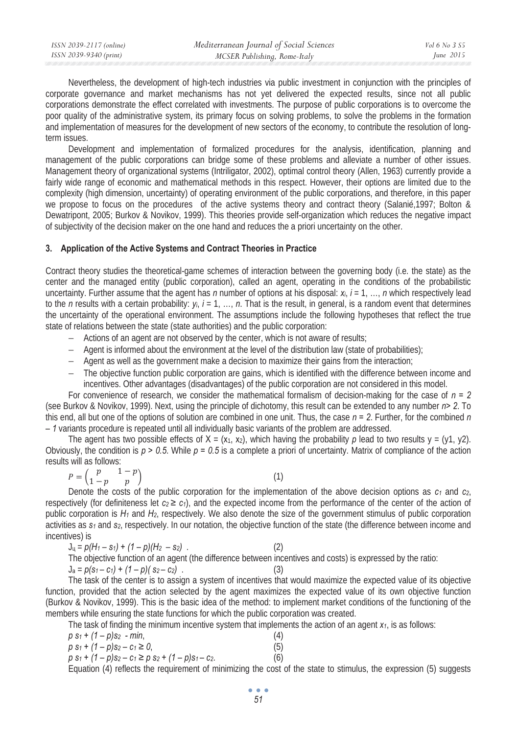Nevertheless, the development of high-tech industries via public investment in conjunction with the principles of corporate governance and market mechanisms has not yet delivered the expected results, since not all public corporations demonstrate the effect correlated with investments. The purpose of public corporations is to overcome the poor quality of the administrative system, its primary focus on solving problems, to solve the problems in the formation and implementation of measures for the development of new sectors of the economy, to contribute the resolution of long-term issues.

Development and implementation of formalized procedures for the analysis, identification, planning and management of the public corporations can bridge some of these problems and alleviate a number of other issues. Management theory of organizational systems (Intriligator, 2002), optimal control theory (Allen, 1963) currently provide a fairly wide range of economic and mathematical methods in this respect. However, their options are limited due to the complexity (high dimension, uncertainty) of operating environment of the public corporations, and therefore, in this paper we propose to focus on the procedures of the active systems theory and contract theory (Salanié,1997; Bolton & Dewatripont, 2005; Burkov & Novikov, 1999). This theories provide self-organization which reduces the negative impact of subjectivity of the decision maker on the one hand and reduces the a priori uncertainty on the other.

## 3. Application of the Active Systems and Contract Theories in Practice

Contract theory studies the theoretical-game schemes of interaction between the governing body (i.e. the state) as the center and the managed entity (public corporation), called an agent, operating in the conditions of the probabilistic uncertainty. Further assume that the agent has $n$ number of options at his disposal: $x_i$, $i = 1, \ldots, n$ which respectively lead to the $n$ results with a certain probability: $y_i$, $i = 1, \ldots, n$. That is the result, in general, is a random event that determines the uncertainty of the operational environment. The assumptions include the following hypotheses that reflect the true state of relations between the state (state authorities) and the public corporation:

- Actions of an agent are not observed by the center, which is not aware of results;
- Agent is informed about the environment at the level of the distribution law (state of probabilities);
- Agent as well as the government make a decision to maximize their gains from the interaction;
- The objective function public corporation are gains, which is identified with the difference between income and incentives. Other advantages (disadvantages) of the public corporation are not considered in this model.

For convenience of research, we consider the mathematical formalism of decision-making for the case of $n = 2$ (see Burkov & Novikov, 1999). Next, using the principle of dichotomy, this result can be extended to any number $n > 2$. To this end, all but one of the options of solution are combined in one unit. Thus, the case $n = 2$. Further, for the combined $n - 1$ variants procedure is repeated until all individually basic variants of the problem are addressed.

The agent has two possible effects of $X = (x_1, x_2)$, which having the probability $p$ lead to two results $y = (y1, y2)$. Obviously, the condition is $p > 0.5$. While $p = 0.5$ is a complete a priori of uncertainty. Matrix of compliance of the action results will as follows:

$$P = \begin{pmatrix} p & 1-p \\ 1-p & p \end{pmatrix} \qquad (1)$$

Denote the costs of the public corporation for the implementation of the above decision options as $c_1$ and $c_2$, respectively (for definiteness let $c_2 \geq c_1$), and the expected income from the performance of the center of the action of public corporation is $H_1$ and $H_2$, respectively. We also denote the size of the government stimulus of public corporation activities as $s_1$ and $s_2$, respectively. In our notation, the objective function of the state (the difference between income and incentives) is

$$J_ц = p(H_1 - s_1) + (1 - p)(H_2 - s_2) \ . \qquad (2)$$

The objective function of an agent (the difference between incentives and costs) is expressed by the ratio:

$$J_a = p(s_1 - c_1) + (1 - p)(s_2 - c_2) \ . \qquad (3)$$

The task of the center is to assign a system of incentives that would maximize the expected value of its objective function, provided that the action selected by the agent maximizes the expected value of its own objective function (Burkov & Novikov, 1999). This is the basic idea of the method: to implement market conditions of the functioning of the members while ensuring the state functions for which the public corporation was created.

The task of finding the minimum incentive system that implements the action of an agent $x_1$, is as follows:

$$p\, s_1 + (1 - p)s_2 \ \text{- min}, \qquad (4)$$

$$p\, s_1 + (1 - p)s_2 - c_1 \geq 0, \qquad (5)$$

$$p\, s_1 + (1 - p)s_2 - c_1 \geq p\, s_2 + (1 - p)s_1 - c_2. \qquad (6)$$

Equation (4) reflects the requirement of minimizing the cost of the state to stimulus, the expression (5) suggests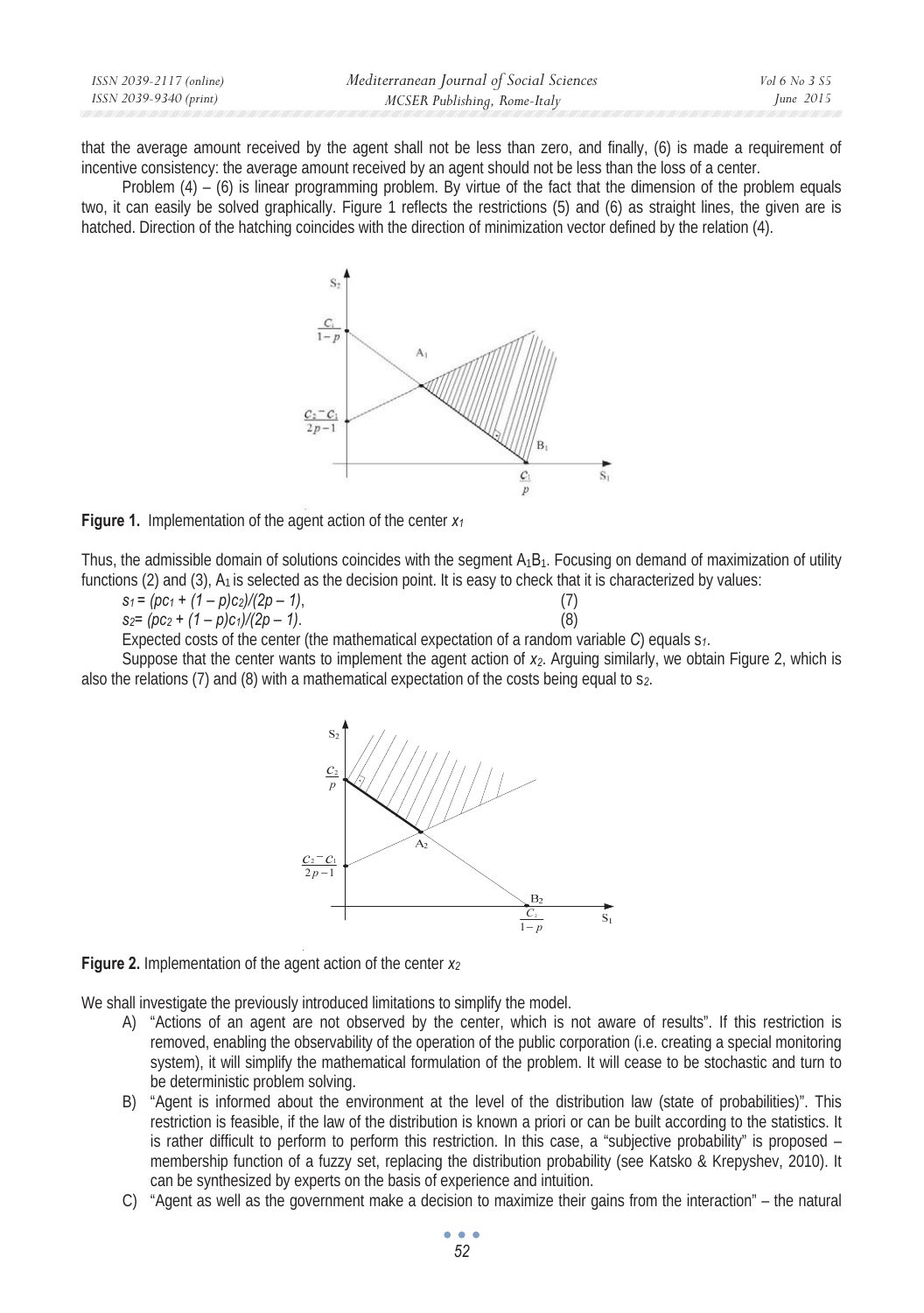that the average amount received by the agent shall not be less than zero, and finally, (6) is made a requirement of incentive consistency: the average amount received by an agent should not be less than the loss of a center.

Problem (4) – (6) is linear programming problem. By virtue of the fact that the dimension of the problem equals two, it can easily be solved graphically. Figure 1 reflects the restrictions (5) and (6) as straight lines, the given are is hatched. Direction of the hatching coincides with the direction of minimization vector defined by the relation (4).

**Figure 1.** Implementation of the agent action of the center $x_1$

Thus, the admissible domain of solutions coincides with the segment $A_1B_1$. Focusing on demand of maximization of utility functions (2) and (3), $A_1$ is selected as the decision point. It is easy to check that it is characterized by values:

$$s_1 = (pc_1 + (1 - p)c_2)/(2p - 1), \quad (7)$$

$$s_2 = (pc_2 + (1 - p)c_1)/(2p - 1). \quad (8)$$

Expected costs of the center (the mathematical expectation of a random variable *C*) equals $s_1$.

Suppose that the center wants to implement the agent action of $x_2$. Arguing similarly, we obtain Figure 2, which is also the relations (7) and (8) with a mathematical expectation of the costs being equal to $s_2$.

**Figure 2.** Implementation of the agent action of the center $x_2$

We shall investigate the previously introduced limitations to simplify the model.

A) "Actions of an agent are not observed by the center, which is not aware of results". If this restriction is removed, enabling the observability of the operation of the public corporation (i.e. creating a special monitoring system), it will simplify the mathematical formulation of the problem. It will cease to be stochastic and turn to be deterministic problem solving.

B) "Agent is informed about the environment at the level of the distribution law (state of probabilities)". This restriction is feasible, if the law of the distribution is known a priori or can be built according to the statistics. It is rather difficult to perform to perform this restriction. In this case, a "subjective probability" is proposed – membership function of a fuzzy set, replacing the distribution probability (see Katsko & Krepyshev, 2010). It can be synthesized by experts on the basis of experience and intuition.

C) "Agent as well as the government make a decision to maximize their gains from the interaction" – the natural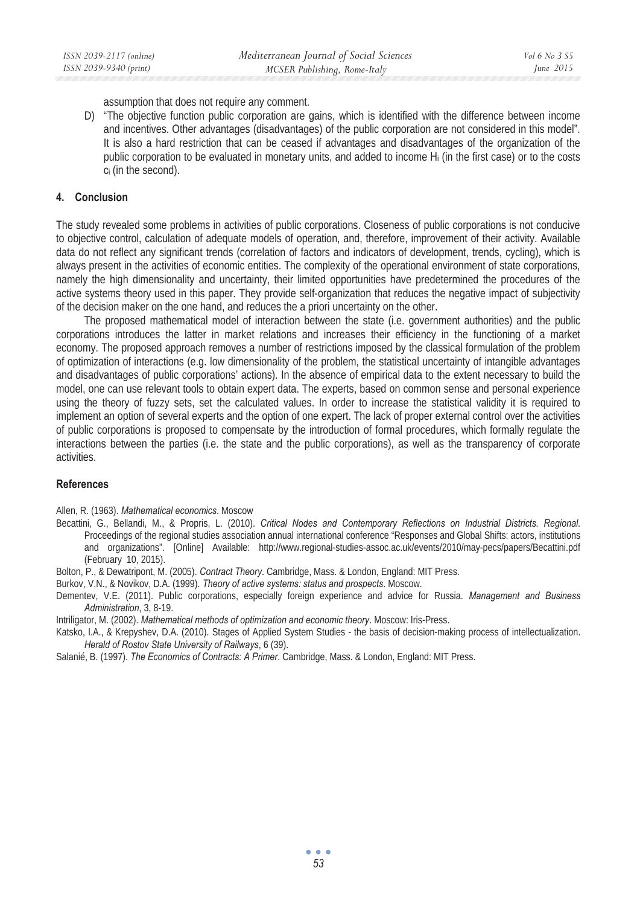assumption that does not require any comment.

D) "The objective function public corporation are gains, which is identified with the difference between income and incentives. Other advantages (disadvantages) of the public corporation are not considered in this model". It is also a hard restriction that can be ceased if advantages and disadvantages of the organization of the public corporation to be evaluated in monetary units, and added to income $H_i$ (in the first case) or to the costs $c_i$ (in the second).

## 4. Conclusion

The study revealed some problems in activities of public corporations. Closeness of public corporations is not conducive to objective control, calculation of adequate models of operation, and, therefore, improvement of their activity. Available data do not reflect any significant trends (correlation of factors and indicators of development, trends, cycling), which is always present in the activities of economic entities. The complexity of the operational environment of state corporations, namely the high dimensionality and uncertainty, their limited opportunities have predetermined the procedures of the active systems theory used in this paper. They provide self-organization that reduces the negative impact of subjectivity of the decision maker on the one hand, and reduces the a priori uncertainty on the other.

The proposed mathematical model of interaction between the state (i.e. government authorities) and the public corporations introduces the latter in market relations and increases their efficiency in the functioning of a market economy. The proposed approach removes a number of restrictions imposed by the classical formulation of the problem of optimization of interactions (e.g. low dimensionality of the problem, the statistical uncertainty of intangible advantages and disadvantages of public corporations' actions). In the absence of empirical data to the extent necessary to build the model, one can use relevant tools to obtain expert data. The experts, based on common sense and personal experience using the theory of fuzzy sets, set the calculated values. In order to increase the statistical validity it is required to implement an option of several experts and the option of one expert. The lack of proper external control over the activities of public corporations is proposed to compensate by the introduction of formal procedures, which formally regulate the interactions between the parties (i.e. the state and the public corporations), as well as the transparency of corporate activities.

## References

Allen, R. (1963). *Mathematical economics*. Moscow

Becattini, G., Bellandi, M., & Propris, L. (2010). *Critical Nodes and Contemporary Reflections on Industrial Districts. Regional*. Proceedings of the regional studies association annual international conference "Responses and Global Shifts: actors, institutions and organizations". [Online] Available: http://www.regional-studies-assoc.ac.uk/events/2010/may-pecs/papers/Becattini.pdf (February 10, 2015).

Bolton, P., & Dewatripont, M. (2005). *Contract Theory*. Cambridge, Mass. & London, England: MIT Press.

Burkov, V.N., & Novikov, D.A. (1999). *Theory of active systems: status and prospects*. Moscow.

Dementev, V.E. (2011). Public corporations, especially foreign experience and advice for Russia. *Management and Business Administration*, 3, 8-19.

Intriligator, M. (2002). *Mathematical methods of optimization and economic theory*. Moscow: Iris-Press.

Katsko, I.A., & Krepyshev, D.A. (2010). Stages of Applied System Studies - the basis of decision-making process of intellectualization. *Herald of Rostov State University of Railways*, 6 (39).

Salanié, B. (1997). *The Economics of Contracts: A Primer*. Cambridge, Mass. & London, England: MIT Press.